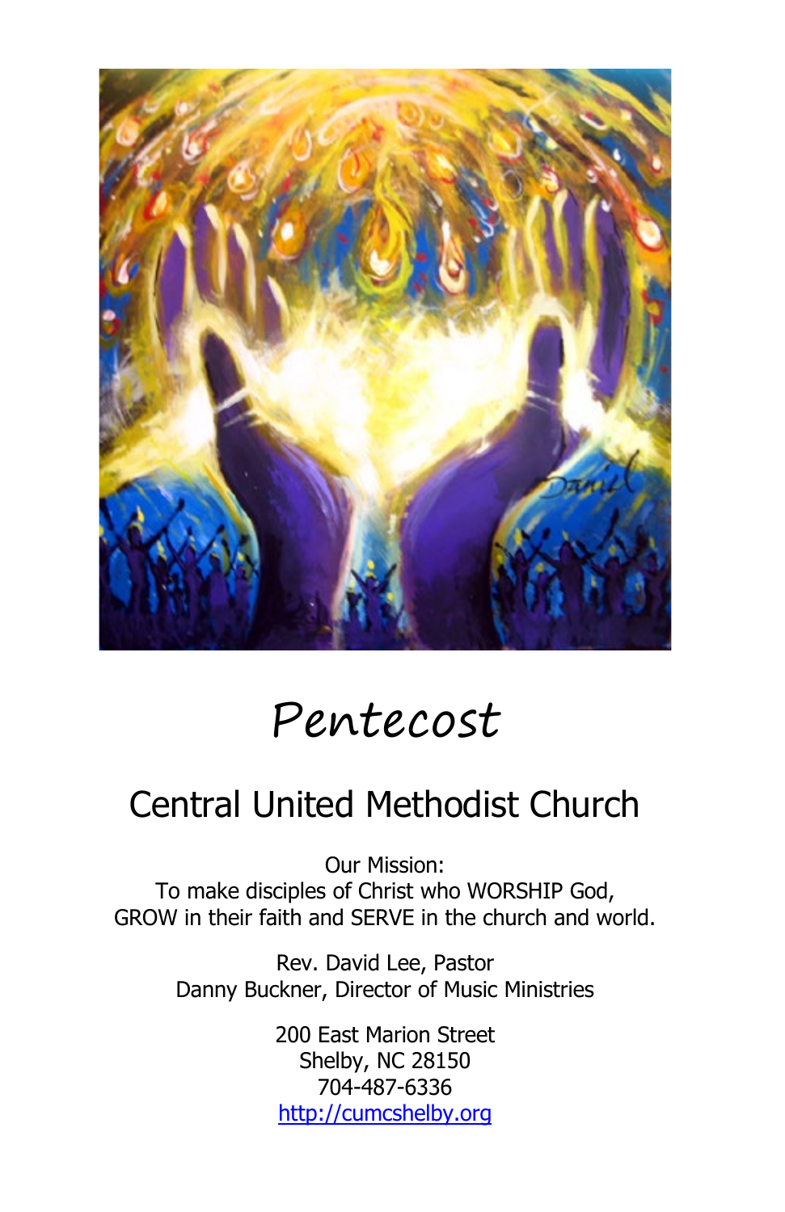# Pentecost

## Central United Methodist Church

Our Mission:
To make disciples of Christ who WORSHIP God,
GROW in their faith and SERVE in the church and world.

Rev. David Lee, Pastor
Danny Buckner, Director of Music Ministries

200 East Marion Street
Shelby, NC 28150
704-487-6336
http://cumcshelby.org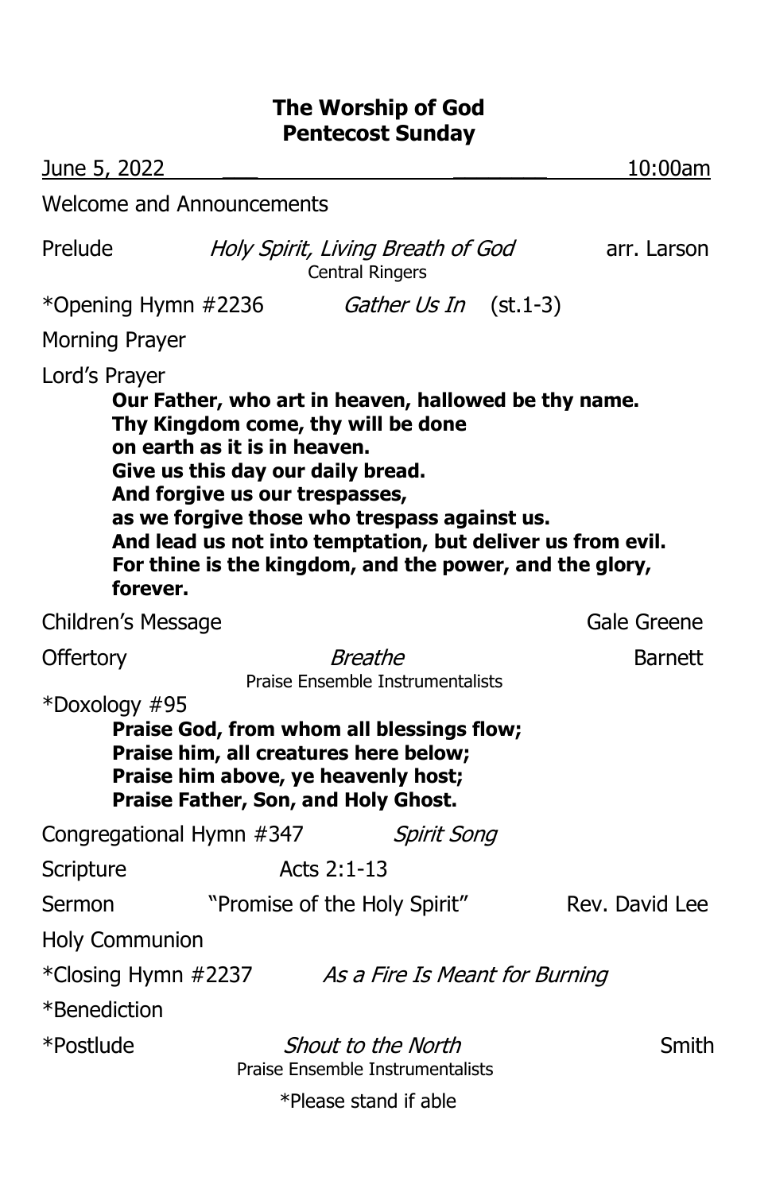## The Worship of God
## Pentecost Sunday

June 5, 2022 10:00am

Welcome and Announcements

Prelude *Holy Spirit, Living Breath of God* arr. Larson
Central Ringers

*Opening Hymn #2236 *Gather Us In* (st.1-3)

Morning Prayer

Lord's Prayer

**Our Father, who art in heaven, hallowed be thy name.**
**Thy Kingdom come, thy will be done**
**on earth as it is in heaven.**
**Give us this day our daily bread.**
**And forgive us our trespasses,**
**as we forgive those who trespass against us.**
**And lead us not into temptation, but deliver us from evil.**
**For thine is the kingdom, and the power, and the glory, forever.**

Children's Message Gale Greene

Offertory *Breathe* Barnett
Praise Ensemble Instrumentalists

*Doxology #95

**Praise God, from whom all blessings flow;**
**Praise him, all creatures here below;**
**Praise him above, ye heavenly host;**
**Praise Father, Son, and Holy Ghost.**

Congregational Hymn #347 *Spirit Song*

Scripture Acts 2:1-13

Sermon "Promise of the Holy Spirit" Rev. David Lee

Holy Communion

*Closing Hymn #2237 *As a Fire Is Meant for Burning*

*Benediction

*Postlude *Shout to the North* Smith
Praise Ensemble Instrumentalists

*Please stand if able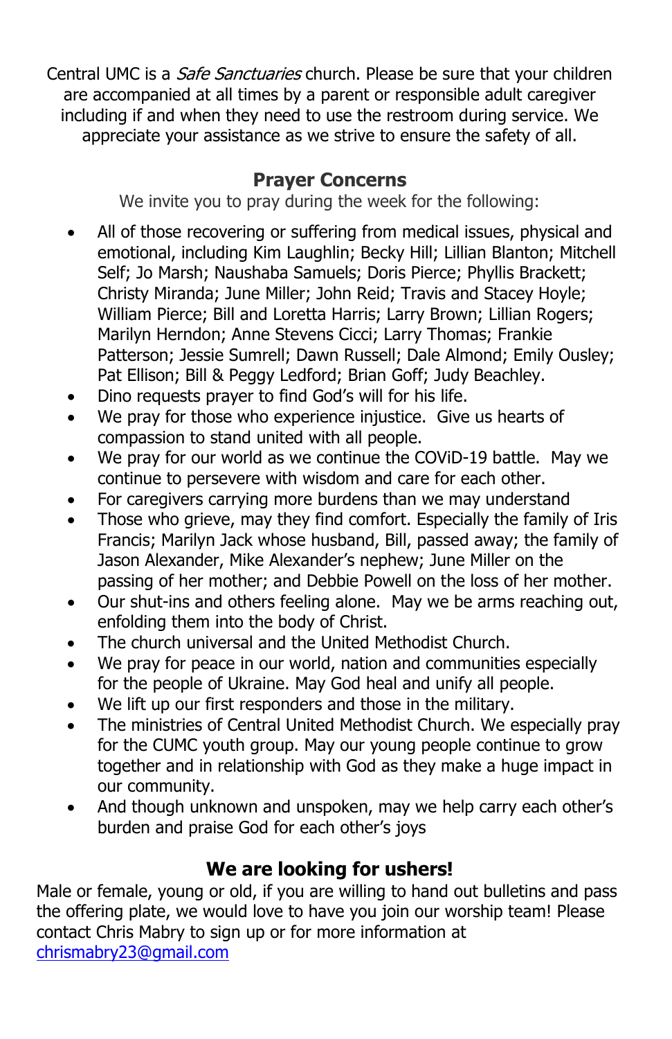Central UMC is a *Safe Sanctuaries* church. Please be sure that your children are accompanied at all times by a parent or responsible adult caregiver including if and when they need to use the restroom during service. We appreciate your assistance as we strive to ensure the safety of all.

## Prayer Concerns

We invite you to pray during the week for the following:

- All of those recovering or suffering from medical issues, physical and emotional, including Kim Laughlin; Becky Hill; Lillian Blanton; Mitchell Self; Jo Marsh; Naushaba Samuels; Doris Pierce; Phyllis Brackett; Christy Miranda; June Miller; John Reid; Travis and Stacey Hoyle; William Pierce; Bill and Loretta Harris; Larry Brown; Lillian Rogers; Marilyn Herndon; Anne Stevens Cicci; Larry Thomas; Frankie Patterson; Jessie Sumrell; Dawn Russell; Dale Almond; Emily Ousley; Pat Ellison; Bill & Peggy Ledford; Brian Goff; Judy Beachley.
- Dino requests prayer to find God's will for his life.
- We pray for those who experience injustice. Give us hearts of compassion to stand united with all people.
- We pray for our world as we continue the COViD-19 battle. May we continue to persevere with wisdom and care for each other.
- For caregivers carrying more burdens than we may understand
- Those who grieve, may they find comfort. Especially the family of Iris Francis; Marilyn Jack whose husband, Bill, passed away; the family of Jason Alexander, Mike Alexander's nephew; June Miller on the passing of her mother; and Debbie Powell on the loss of her mother.
- Our shut-ins and others feeling alone. May we be arms reaching out, enfolding them into the body of Christ.
- The church universal and the United Methodist Church.
- We pray for peace in our world, nation and communities especially for the people of Ukraine. May God heal and unify all people.
- We lift up our first responders and those in the military.
- The ministries of Central United Methodist Church. We especially pray for the CUMC youth group. May our young people continue to grow together and in relationship with God as they make a huge impact in our community.
- And though unknown and unspoken, may we help carry each other's burden and praise God for each other's joys

## We are looking for ushers!

Male or female, young or old, if you are willing to hand out bulletins and pass the offering plate, we would love to have you join our worship team! Please contact Chris Mabry to sign up or for more information at chrismabry23@gmail.com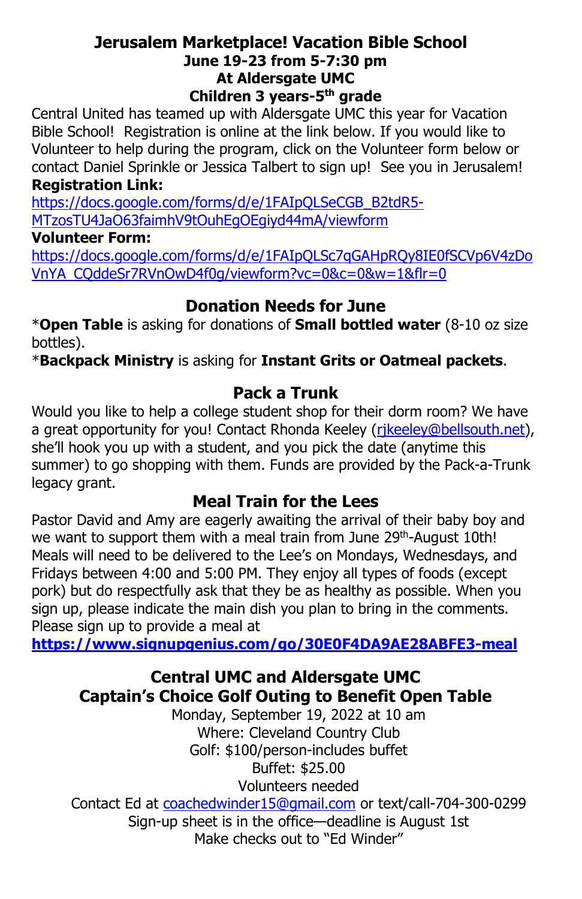## Jerusalem Marketplace! Vacation Bible School

**June 19-23 from 5-7:30 pm**
**At Aldersgate UMC**
**Children 3 years-5th grade**

Central United has teamed up with Aldersgate UMC this year for Vacation Bible School! Registration is online at the link below. If you would like to Volunteer to help during the program, click on the Volunteer form below or contact Daniel Sprinkle or Jessica Talbert to sign up! See you in Jerusalem!

**Registration Link:**
https://docs.google.com/forms/d/e/1FAIpQLSeCGB_B2tdR5-MTzosTU4JaO63faimhV9tOuhEgOEgiyd44mA/viewform

**Volunteer Form:**
https://docs.google.com/forms/d/e/1FAIpQLSc7qGAHpRQy8IE0fSCVp6V4zDoVnYA_CQddeSr7RVnOwD4f0g/viewform?vc=0&c=0&w=1&flr=0

## Donation Needs for June

*__Open Table__ is asking for donations of **Small bottled water** (8-10 oz size bottles).

*__Backpack Ministry__ is asking for **Instant Grits or Oatmeal packets**.

## Pack a Trunk

Would you like to help a college student shop for their dorm room? We have a great opportunity for you! Contact Rhonda Keeley (rjkeeley@bellsouth.net), she'll hook you up with a student, and you pick the date (anytime this summer) to go shopping with them. Funds are provided by the Pack-a-Trunk legacy grant.

## Meal Train for the Lees

Pastor David and Amy are eagerly awaiting the arrival of their baby boy and we want to support them with a meal train from June 29th-August 10th! Meals will need to be delivered to the Lee's on Mondays, Wednesdays, and Fridays between 4:00 and 5:00 PM. They enjoy all types of foods (except pork) but do respectfully ask that they be as healthy as possible. When you sign up, please indicate the main dish you plan to bring in the comments. Please sign up to provide a meal at
**https://www.signupgenius.com/go/30E0F4DA9AE28ABFE3-meal**

## Central UMC and Aldersgate UMC Captain's Choice Golf Outing to Benefit Open Table

Monday, September 19, 2022 at 10 am
Where: Cleveland Country Club
Golf: $100/person-includes buffet
Buffet: $25.00
Volunteers needed
Contact Ed at coachedwinder15@gmail.com or text/call-704-300-0299
Sign-up sheet is in the office—deadline is August 1st
Make checks out to "Ed Winder"